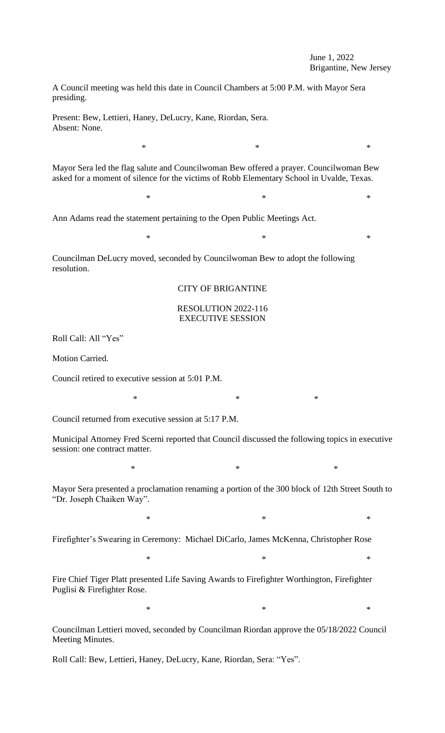June 1, 2022
Brigantine, New Jersey

A Council meeting was held this date in Council Chambers at 5:00 P.M. with Mayor Sera presiding.

Present: Bew, Lettieri, Haney, DeLucry, Kane, Riordan, Sera.
Absent: None.

\* \* \*

Mayor Sera led the flag salute and Councilwoman Bew offered a prayer. Councilwoman Bew asked for a moment of silence for the victims of Robb Elementary School in Uvalde, Texas.

\* \* \*

Ann Adams read the statement pertaining to the Open Public Meetings Act.

\* \* \*

Councilman DeLucry moved, seconded by Councilwoman Bew to adopt the following resolution.

CITY OF BRIGANTINE

RESOLUTION 2022-116
EXECUTIVE SESSION

Roll Call: All "Yes"

Motion Carried.

Council retired to executive session at 5:01 P.M.

\* \* \*

Council returned from executive session at 5:17 P.M.

Municipal Attorney Fred Scerni reported that Council discussed the following topics in executive session: one contract matter.

\* \* \*

Mayor Sera presented a proclamation renaming a portion of the 300 block of 12th Street South to "Dr. Joseph Chaiken Way".

\* \* \*

Firefighter's Swearing in Ceremony: Michael DiCarlo, James McKenna, Christopher Rose

\* \* \*

Fire Chief Tiger Platt presented Life Saving Awards to Firefighter Worthington, Firefighter Puglisi & Firefighter Rose.

\* \* \*

Councilman Lettieri moved, seconded by Councilman Riordan approve the 05/18/2022 Council Meeting Minutes.

Roll Call: Bew, Lettieri, Haney, DeLucry, Kane, Riordan, Sera: "Yes".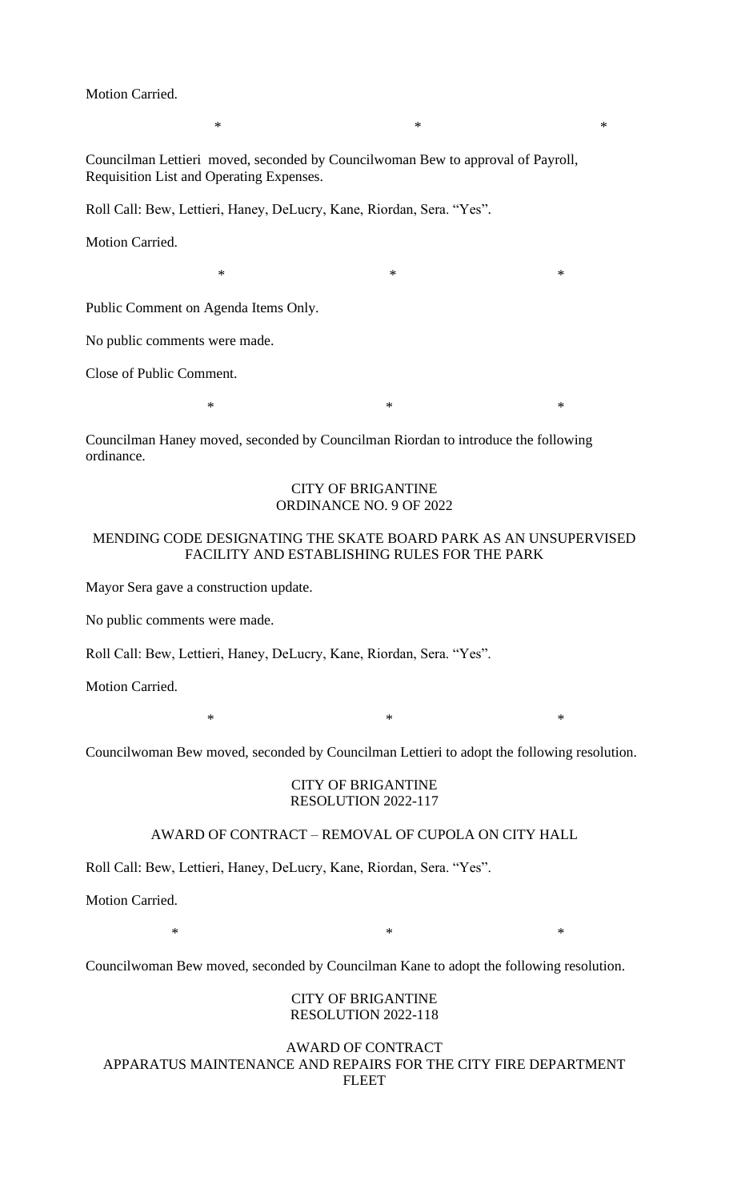Motion Carried.

\*                    \*                    \*

Councilman Lettieri moved, seconded by Councilwoman Bew to approval of Payroll, Requisition List and Operating Expenses.

Roll Call: Bew, Lettieri, Haney, DeLucry, Kane, Riordan, Sera. "Yes".

Motion Carried.

\*                    \*                    \*

Public Comment on Agenda Items Only.

No public comments were made.

Close of Public Comment.

\*                    \*                    \*

Councilman Haney moved, seconded by Councilman Riordan to introduce the following ordinance.

CITY OF BRIGANTINE
ORDINANCE NO. 9 OF 2022

MENDING CODE DESIGNATING THE SKATE BOARD PARK AS AN UNSUPERVISED FACILITY AND ESTABLISHING RULES FOR THE PARK

Mayor Sera gave a construction update.

No public comments were made.

Roll Call: Bew, Lettieri, Haney, DeLucry, Kane, Riordan, Sera. "Yes".

Motion Carried.

\*                    \*                    \*

Councilwoman Bew moved, seconded by Councilman Lettieri to adopt the following resolution.

CITY OF BRIGANTINE
RESOLUTION 2022-117

AWARD OF CONTRACT – REMOVAL OF CUPOLA ON CITY HALL

Roll Call: Bew, Lettieri, Haney, DeLucry, Kane, Riordan, Sera. "Yes".

Motion Carried.

\*                    \*                    \*

Councilwoman Bew moved, seconded by Councilman Kane to adopt the following resolution.

CITY OF BRIGANTINE
RESOLUTION 2022-118

AWARD OF CONTRACT
APPARATUS MAINTENANCE AND REPAIRS FOR THE CITY FIRE DEPARTMENT FLEET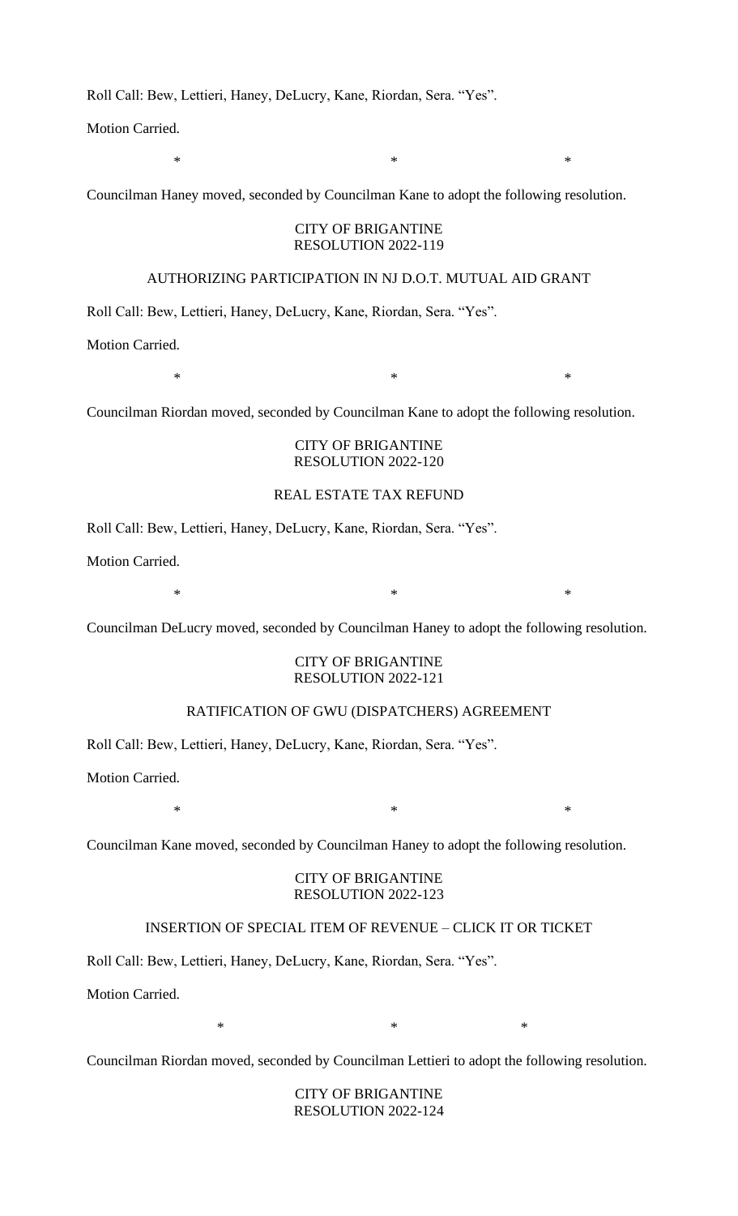Roll Call: Bew, Lettieri, Haney, DeLucry, Kane, Riordan, Sera. "Yes".

Motion Carried.

\* \* \*

Councilman Haney moved, seconded by Councilman Kane to adopt the following resolution.

CITY OF BRIGANTINE
RESOLUTION 2022-119

AUTHORIZING PARTICIPATION IN NJ D.O.T. MUTUAL AID GRANT

Roll Call: Bew, Lettieri, Haney, DeLucry, Kane, Riordan, Sera. "Yes".

Motion Carried.

\* \* \*

Councilman Riordan moved, seconded by Councilman Kane to adopt the following resolution.

CITY OF BRIGANTINE
RESOLUTION 2022-120

REAL ESTATE TAX REFUND

Roll Call: Bew, Lettieri, Haney, DeLucry, Kane, Riordan, Sera. "Yes".

Motion Carried.

\* \* \*

Councilman DeLucry moved, seconded by Councilman Haney to adopt the following resolution.

CITY OF BRIGANTINE
RESOLUTION 2022-121

RATIFICATION OF GWU (DISPATCHERS) AGREEMENT

Roll Call: Bew, Lettieri, Haney, DeLucry, Kane, Riordan, Sera. "Yes".

Motion Carried.

\* \* \*

Councilman Kane moved, seconded by Councilman Haney to adopt the following resolution.

CITY OF BRIGANTINE
RESOLUTION 2022-123

INSERTION OF SPECIAL ITEM OF REVENUE – CLICK IT OR TICKET

Roll Call: Bew, Lettieri, Haney, DeLucry, Kane, Riordan, Sera. "Yes".

Motion Carried.

\* \* \*

Councilman Riordan moved, seconded by Councilman Lettieri to adopt the following resolution.

CITY OF BRIGANTINE
RESOLUTION 2022-124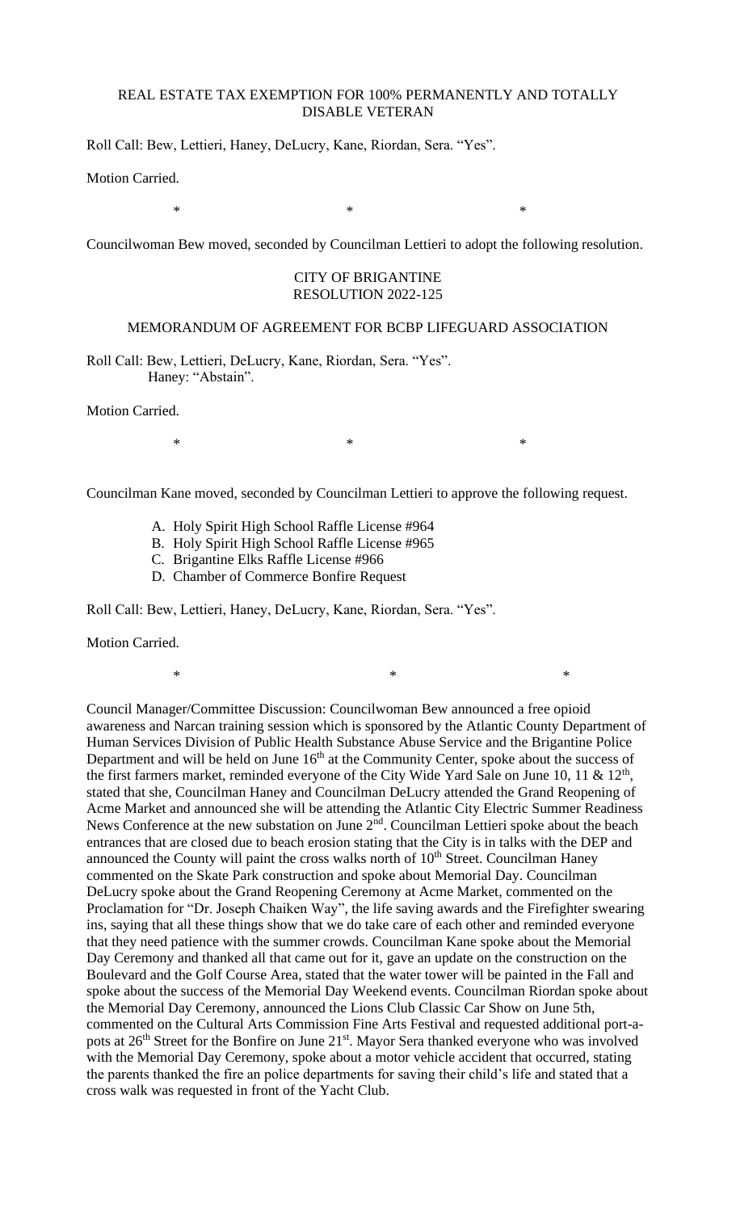REAL ESTATE TAX EXEMPTION FOR 100% PERMANENTLY AND TOTALLY DISABLE VETERAN

Roll Call: Bew, Lettieri, Haney, DeLucry, Kane, Riordan, Sera. "Yes".

Motion Carried.

\*                    \*                    \*

Councilwoman Bew moved, seconded by Councilman Lettieri to adopt the following resolution.

CITY OF BRIGANTINE
RESOLUTION 2022-125

MEMORANDUM OF AGREEMENT FOR BCBP LIFEGUARD ASSOCIATION

Roll Call: Bew, Lettieri, DeLucry, Kane, Riordan, Sera. "Yes".
Haney: "Abstain".

Motion Carried.

\*                    \*                    \*

Councilman Kane moved, seconded by Councilman Lettieri to approve the following request.

A. Holy Spirit High School Raffle License #964
B. Holy Spirit High School Raffle License #965
C. Brigantine Elks Raffle License #966
D. Chamber of Commerce Bonfire Request

Roll Call: Bew, Lettieri, Haney, DeLucry, Kane, Riordan, Sera. "Yes".

Motion Carried.

\*                    \*                    \*

Council Manager/Committee Discussion: Councilwoman Bew announced a free opioid awareness and Narcan training session which is sponsored by the Atlantic County Department of Human Services Division of Public Health Substance Abuse Service and the Brigantine Police Department and will be held on June 16th at the Community Center, spoke about the success of the first farmers market, reminded everyone of the City Wide Yard Sale on June 10, 11 & 12th, stated that she, Councilman Haney and Councilman DeLucry attended the Grand Reopening of Acme Market and announced she will be attending the Atlantic City Electric Summer Readiness News Conference at the new substation on June 2nd. Councilman Lettieri spoke about the beach entrances that are closed due to beach erosion stating that the City is in talks with the DEP and announced the County will paint the cross walks north of 10th Street. Councilman Haney commented on the Skate Park construction and spoke about Memorial Day. Councilman DeLucry spoke about the Grand Reopening Ceremony at Acme Market, commented on the Proclamation for "Dr. Joseph Chaiken Way", the life saving awards and the Firefighter swearing ins, saying that all these things show that we do take care of each other and reminded everyone that they need patience with the summer crowds. Councilman Kane spoke about the Memorial Day Ceremony and thanked all that came out for it, gave an update on the construction on the Boulevard and the Golf Course Area, stated that the water tower will be painted in the Fall and spoke about the success of the Memorial Day Weekend events. Councilman Riordan spoke about the Memorial Day Ceremony, announced the Lions Club Classic Car Show on June 5th, commented on the Cultural Arts Commission Fine Arts Festival and requested additional port-a-pots at 26th Street for the Bonfire on June 21st. Mayor Sera thanked everyone who was involved with the Memorial Day Ceremony, spoke about a motor vehicle accident that occurred, stating the parents thanked the fire an police departments for saving their child's life and stated that a cross walk was requested in front of the Yacht Club.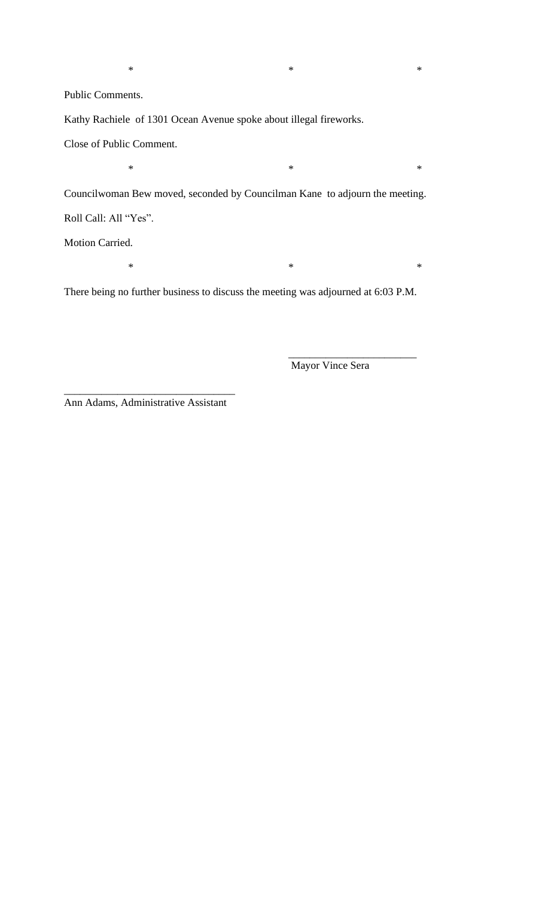\*                                        \*                                        \*

Public Comments.

Kathy Rachiele of 1301 Ocean Avenue spoke about illegal fireworks.

Close of Public Comment.

\*                                        \*                                        \*

Councilwoman Bew moved, seconded by Councilman Kane to adjourn the meeting.

Roll Call: All "Yes".

Motion Carried.

\*                                        \*                                        \*

There being no further business to discuss the meeting was adjourned at 6:03 P.M.

\_\_\_\_\_\_\_\_\_\_\_\_\_\_\_\_\_\_\_\_\_\_\_\_

Mayor Vince Sera

\_\_\_\_\_\_\_\_\_\_\_\_\_\_\_\_\_\_\_\_\_\_\_\_\_\_\_\_\_\_\_\_

Ann Adams, Administrative Assistant